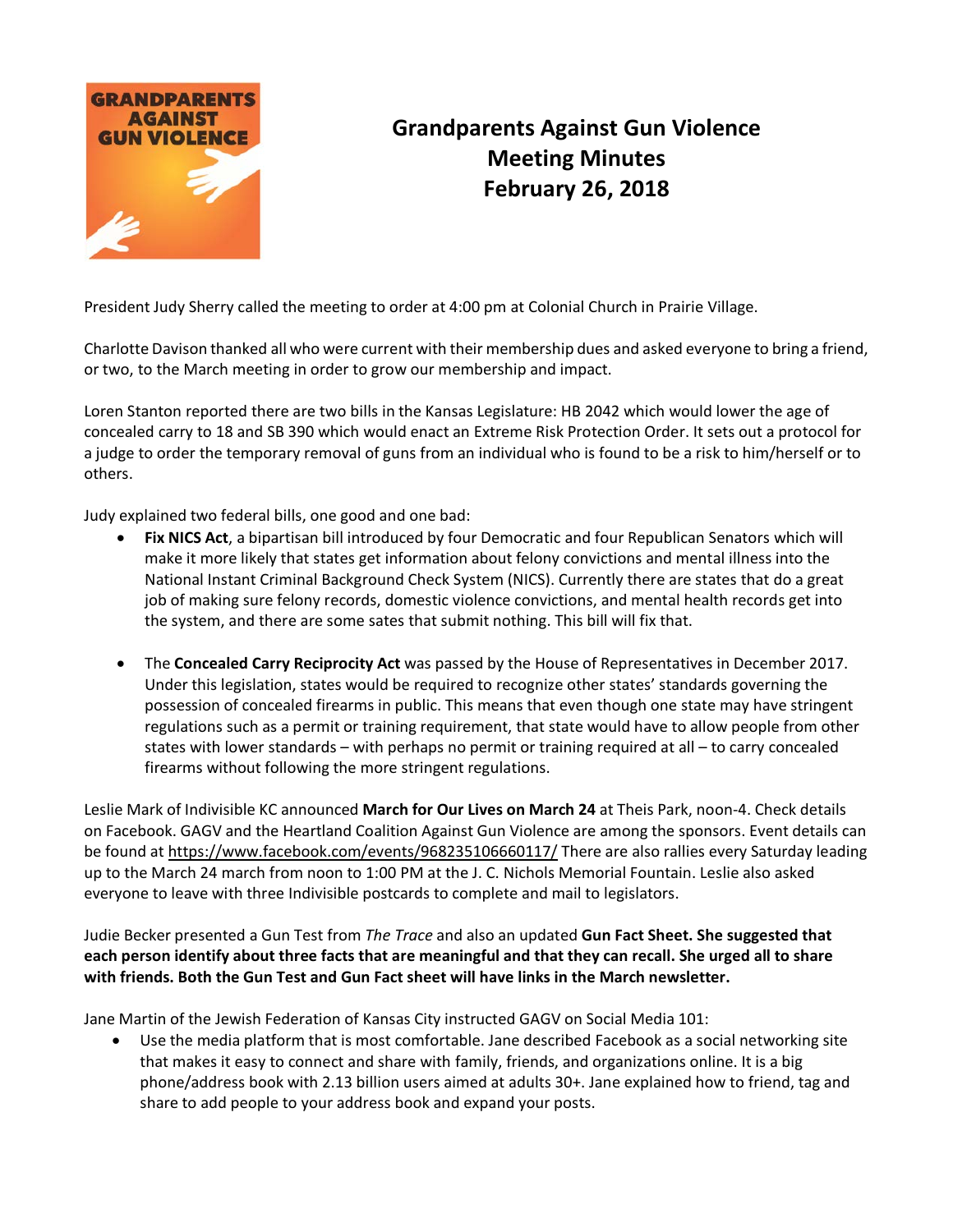# Grandparents Against Gun Violence
# Meeting Minutes
# February 26, 2018

President Judy Sherry called the meeting to order at 4:00 pm at Colonial Church in Prairie Village.

Charlotte Davison thanked all who were current with their membership dues and asked everyone to bring a friend, or two, to the March meeting in order to grow our membership and impact.

Loren Stanton reported there are two bills in the Kansas Legislature: HB 2042 which would lower the age of concealed carry to 18 and SB 390 which would enact an Extreme Risk Protection Order. It sets out a protocol for a judge to order the temporary removal of guns from an individual who is found to be a risk to him/herself or to others.

Judy explained two federal bills, one good and one bad:

- **Fix NICS Act**, a bipartisan bill introduced by four Democratic and four Republican Senators which will make it more likely that states get information about felony convictions and mental illness into the National Instant Criminal Background Check System (NICS). Currently there are states that do a great job of making sure felony records, domestic violence convictions, and mental health records get into the system, and there are some sates that submit nothing. This bill will fix that.

- The **Concealed Carry Reciprocity Act** was passed by the House of Representatives in December 2017. Under this legislation, states would be required to recognize other states' standards governing the possession of concealed firearms in public. This means that even though one state may have stringent regulations such as a permit or training requirement, that state would have to allow people from other states with lower standards – with perhaps no permit or training required at all – to carry concealed firearms without following the more stringent regulations.

Leslie Mark of Indivisible KC announced **March for Our Lives on March 24** at Theis Park, noon-4. Check details on Facebook. GAGV and the Heartland Coalition Against Gun Violence are among the sponsors. Event details can be found at https://www.facebook.com/events/968235106660117/ There are also rallies every Saturday leading up to the March 24 march from noon to 1:00 PM at the J. C. Nichols Memorial Fountain. Leslie also asked everyone to leave with three Indivisible postcards to complete and mail to legislators.

Judie Becker presented a Gun Test from *The Trace* and also an updated **Gun Fact Sheet. She suggested that each person identify about three facts that are meaningful and that they can recall. She urged all to share with friends. Both the Gun Test and Gun Fact sheet will have links in the March newsletter.**

Jane Martin of the Jewish Federation of Kansas City instructed GAGV on Social Media 101:

- Use the media platform that is most comfortable. Jane described Facebook as a social networking site that makes it easy to connect and share with family, friends, and organizations online. It is a big phone/address book with 2.13 billion users aimed at adults 30+. Jane explained how to friend, tag and share to add people to your address book and expand your posts.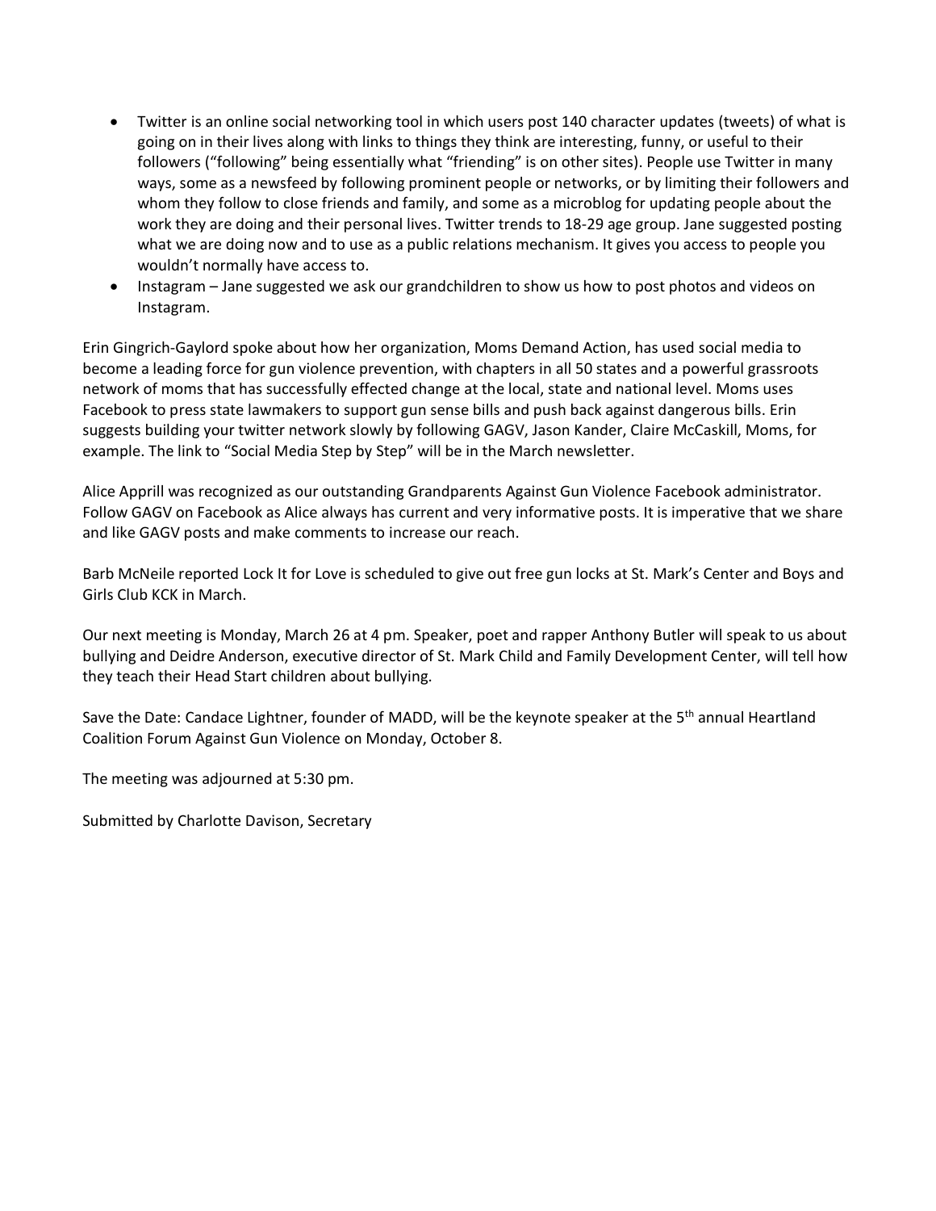- Twitter is an online social networking tool in which users post 140 character updates (tweets) of what is going on in their lives along with links to things they think are interesting, funny, or useful to their followers ("following" being essentially what "friending" is on other sites). People use Twitter in many ways, some as a newsfeed by following prominent people or networks, or by limiting their followers and whom they follow to close friends and family, and some as a microblog for updating people about the work they are doing and their personal lives. Twitter trends to 18-29 age group. Jane suggested posting what we are doing now and to use as a public relations mechanism. It gives you access to people you wouldn't normally have access to.
- Instagram – Jane suggested we ask our grandchildren to show us how to post photos and videos on Instagram.

Erin Gingrich-Gaylord spoke about how her organization, Moms Demand Action, has used social media to become a leading force for gun violence prevention, with chapters in all 50 states and a powerful grassroots network of moms that has successfully effected change at the local, state and national level. Moms uses Facebook to press state lawmakers to support gun sense bills and push back against dangerous bills. Erin suggests building your twitter network slowly by following GAGV, Jason Kander, Claire McCaskill, Moms, for example. The link to "Social Media Step by Step" will be in the March newsletter.

Alice Apprill was recognized as our outstanding Grandparents Against Gun Violence Facebook administrator. Follow GAGV on Facebook as Alice always has current and very informative posts. It is imperative that we share and like GAGV posts and make comments to increase our reach.

Barb McNeile reported Lock It for Love is scheduled to give out free gun locks at St. Mark's Center and Boys and Girls Club KCK in March.

Our next meeting is Monday, March 26 at 4 pm. Speaker, poet and rapper Anthony Butler will speak to us about bullying and Deidre Anderson, executive director of St. Mark Child and Family Development Center, will tell how they teach their Head Start children about bullying.

Save the Date: Candace Lightner, founder of MADD, will be the keynote speaker at the 5th annual Heartland Coalition Forum Against Gun Violence on Monday, October 8.

The meeting was adjourned at 5:30 pm.

Submitted by Charlotte Davison, Secretary